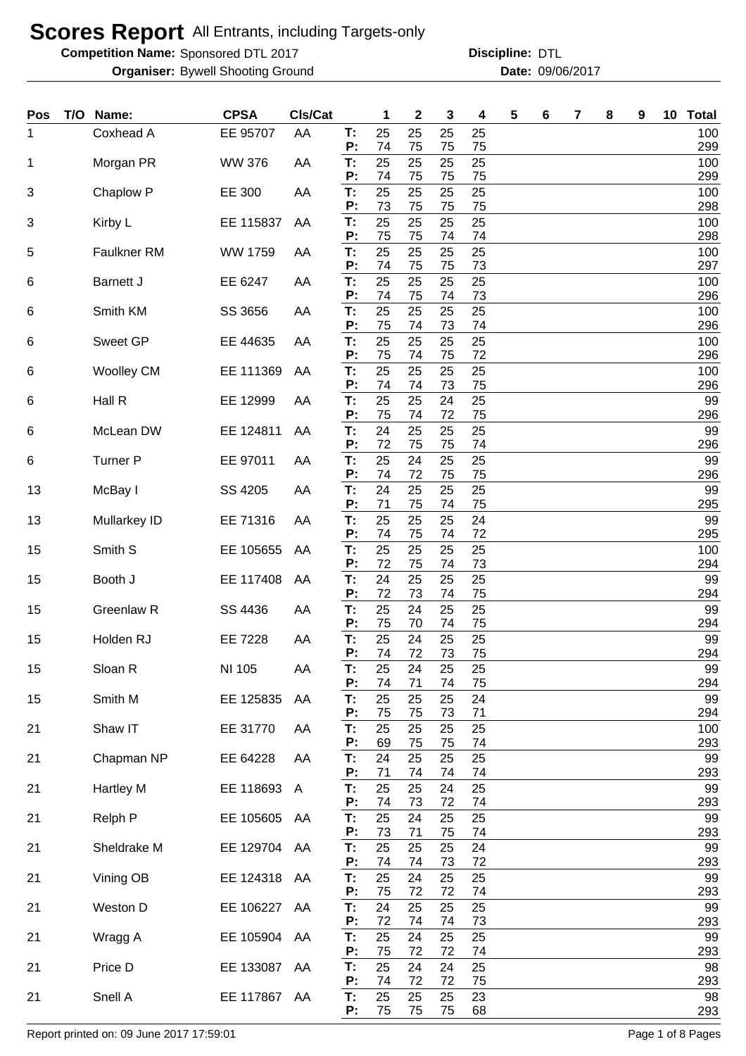# Scores Report All Entrants, including Targets-only

**Competition Name:** Sponsored DTL 2017 **Discipline:** DTL

**Organiser:** Bywell Shooting Ground **Date:** 09/06/2017

| Pos | T/O | Name: | CPSA | Cls/Cat | | 1 | 2 | 3 | 4 | 5 | 6 | 7 | 8 | 9 | 10 | Total |
|---|---|---|---|---|---|---|---|---|---|---|---|---|---|---|---|---|
| 1 | | Coxhead A | EE 95707 | AA | T: | 25 | 25 | 25 | 25 | | | | | | | 100 |
| | | | | | P: | 74 | 75 | 75 | 75 | | | | | | | 299 |
| 1 | | Morgan PR | WW 376 | AA | T: | 25 | 25 | 25 | 25 | | | | | | | 100 |
| | | | | | P: | 74 | 75 | 75 | 75 | | | | | | | 299 |
| 3 | | Chaplow P | EE 300 | AA | T: | 25 | 25 | 25 | 25 | | | | | | | 100 |
| | | | | | P: | 73 | 75 | 75 | 75 | | | | | | | 298 |
| 3 | | Kirby L | EE 115837 | AA | T: | 25 | 25 | 25 | 25 | | | | | | | 100 |
| | | | | | P: | 75 | 75 | 74 | 74 | | | | | | | 298 |
| 5 | | Faulkner RM | WW 1759 | AA | T: | 25 | 25 | 25 | 25 | | | | | | | 100 |
| | | | | | P: | 74 | 75 | 75 | 73 | | | | | | | 297 |
| 6 | | Barnett J | EE 6247 | AA | T: | 25 | 25 | 25 | 25 | | | | | | | 100 |
| | | | | | P: | 74 | 75 | 74 | 73 | | | | | | | 296 |
| 6 | | Smith KM | SS 3656 | AA | T: | 25 | 25 | 25 | 25 | | | | | | | 100 |
| | | | | | P: | 75 | 74 | 73 | 74 | | | | | | | 296 |
| 6 | | Sweet GP | EE 44635 | AA | T: | 25 | 25 | 25 | 25 | | | | | | | 100 |
| | | | | | P: | 75 | 74 | 75 | 72 | | | | | | | 296 |
| 6 | | Woolley CM | EE 111369 | AA | T: | 25 | 25 | 25 | 25 | | | | | | | 100 |
| | | | | | P: | 74 | 74 | 73 | 75 | | | | | | | 296 |
| 6 | | Hall R | EE 12999 | AA | T: | 25 | 25 | 24 | 25 | | | | | | | 99 |
| | | | | | P: | 75 | 74 | 72 | 75 | | | | | | | 296 |
| 6 | | McLean DW | EE 124811 | AA | T: | 24 | 25 | 25 | 25 | | | | | | | 99 |
| | | | | | P: | 72 | 75 | 75 | 74 | | | | | | | 296 |
| 6 | | Turner P | EE 97011 | AA | T: | 25 | 24 | 25 | 25 | | | | | | | 99 |
| | | | | | P: | 74 | 72 | 75 | 75 | | | | | | | 296 |
| 13 | | McBay I | SS 4205 | AA | T: | 24 | 25 | 25 | 25 | | | | | | | 99 |
| | | | | | P: | 71 | 75 | 74 | 75 | | | | | | | 295 |
| 13 | | Mullarkey ID | EE 71316 | AA | T: | 25 | 25 | 25 | 24 | | | | | | | 99 |
| | | | | | P: | 74 | 75 | 74 | 72 | | | | | | | 295 |
| 15 | | Smith S | EE 105655 | AA | T: | 25 | 25 | 25 | 25 | | | | | | | 100 |
| | | | | | P: | 72 | 75 | 74 | 73 | | | | | | | 294 |
| 15 | | Booth J | EE 117408 | AA | T: | 24 | 25 | 25 | 25 | | | | | | | 99 |
| | | | | | P: | 72 | 73 | 74 | 75 | | | | | | | 294 |
| 15 | | Greenlaw R | SS 4436 | AA | T: | 25 | 24 | 25 | 25 | | | | | | | 99 |
| | | | | | P: | 75 | 70 | 74 | 75 | | | | | | | 294 |
| 15 | | Holden RJ | EE 7228 | AA | T: | 25 | 24 | 25 | 25 | | | | | | | 99 |
| | | | | | P: | 74 | 72 | 73 | 75 | | | | | | | 294 |
| 15 | | Sloan R | NI 105 | AA | T: | 25 | 24 | 25 | 25 | | | | | | | 99 |
| | | | | | P: | 74 | 71 | 74 | 75 | | | | | | | 294 |
| 15 | | Smith M | EE 125835 | AA | T: | 25 | 25 | 25 | 24 | | | | | | | 99 |
| | | | | | P: | 75 | 75 | 73 | 71 | | | | | | | 294 |
| 21 | | Shaw IT | EE 31770 | AA | T: | 25 | 25 | 25 | 25 | | | | | | | 100 |
| | | | | | P: | 69 | 75 | 75 | 74 | | | | | | | 293 |
| 21 | | Chapman NP | EE 64228 | AA | T: | 24 | 25 | 25 | 25 | | | | | | | 99 |
| | | | | | P: | 71 | 74 | 74 | 74 | | | | | | | 293 |
| 21 | | Hartley M | EE 118693 | A | T: | 25 | 25 | 24 | 25 | | | | | | | 99 |
| | | | | | P: | 74 | 73 | 72 | 74 | | | | | | | 293 |
| 21 | | Relph P | EE 105605 | AA | T: | 25 | 24 | 25 | 25 | | | | | | | 99 |
| | | | | | P: | 73 | 71 | 75 | 74 | | | | | | | 293 |
| 21 | | Sheldrake M | EE 129704 | AA | T: | 25 | 25 | 25 | 24 | | | | | | | 99 |
| | | | | | P: | 74 | 74 | 73 | 72 | | | | | | | 293 |
| 21 | | Vining OB | EE 124318 | AA | T: | 25 | 24 | 25 | 25 | | | | | | | 99 |
| | | | | | P: | 75 | 72 | 72 | 74 | | | | | | | 293 |
| 21 | | Weston D | EE 106227 | AA | T: | 24 | 25 | 25 | 25 | | | | | | | 99 |
| | | | | | P: | 72 | 74 | 74 | 73 | | | | | | | 293 |
| 21 | | Wragg A | EE 105904 | AA | T: | 25 | 24 | 25 | 25 | | | | | | | 99 |
| | | | | | P: | 75 | 72 | 72 | 74 | | | | | | | 293 |
| 21 | | Price D | EE 133087 | AA | T: | 25 | 24 | 24 | 25 | | | | | | | 98 |
| | | | | | P: | 74 | 72 | 72 | 75 | | | | | | | 293 |
| 21 | | Snell A | EE 117867 | AA | T: | 25 | 25 | 25 | 23 | | | | | | | 98 |
| | | | | | P: | 75 | 75 | 75 | 68 | | | | | | | 293 |

Report printed on: 09 June 2017 17:59:01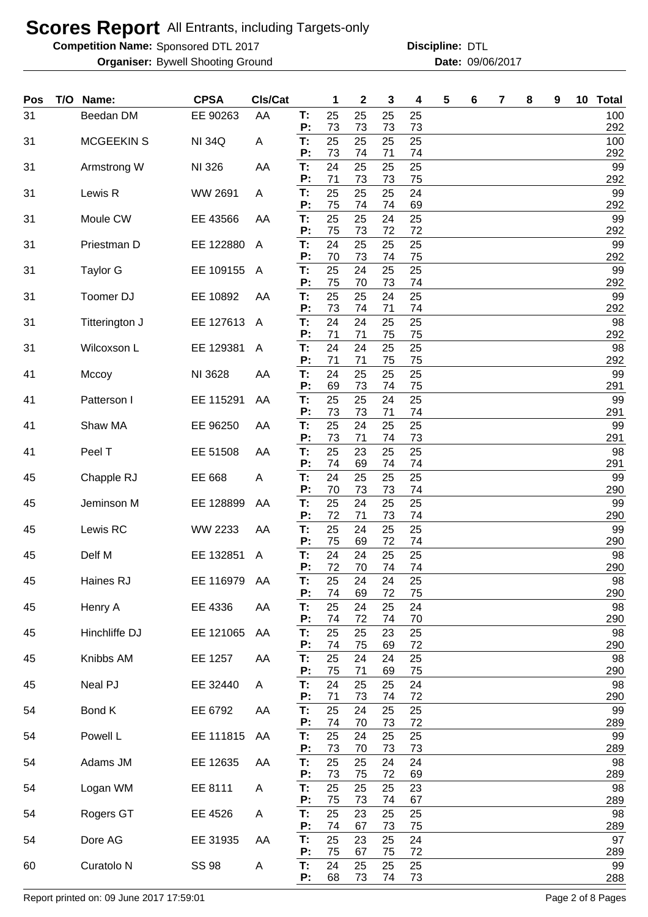# Scores Report All Entrants, including Targets-only

**Competition Name:** Sponsored DTL 2017 **Discipline:** DTL

**Organiser:** Bywell Shooting Ground **Date:** 09/06/2017

| Pos | T/O | Name: | CPSA | Cls/Cat | | 1 | 2 | 3 | 4 | 5 | 6 | 7 | 8 | 9 | 10 | Total |
|---|---|---|---|---|---|---|---|---|---|---|---|---|---|---|---|---|
| 31 | | Beedan DM | EE 90263 | AA | T: | 25 | 25 | 25 | 25 | | | | | | | 100 |
| | | | | | P: | 73 | 73 | 73 | 73 | | | | | | | 292 |
| 31 | | MCGEEKIN S | NI 34Q | A | T: | 25 | 25 | 25 | 25 | | | | | | | 100 |
| | | | | | P: | 73 | 74 | 71 | 74 | | | | | | | 292 |
| 31 | | Armstrong W | NI 326 | AA | T: | 24 | 25 | 25 | 25 | | | | | | | 99 |
| | | | | | P: | 71 | 73 | 73 | 75 | | | | | | | 292 |
| 31 | | Lewis R | WW 2691 | A | T: | 25 | 25 | 25 | 24 | | | | | | | 99 |
| | | | | | P: | 75 | 74 | 74 | 69 | | | | | | | 292 |
| 31 | | Moule CW | EE 43566 | AA | T: | 25 | 25 | 24 | 25 | | | | | | | 99 |
| | | | | | P: | 75 | 73 | 72 | 72 | | | | | | | 292 |
| 31 | | Priestman D | EE 122880 | A | T: | 24 | 25 | 25 | 25 | | | | | | | 99 |
| | | | | | P: | 70 | 73 | 74 | 75 | | | | | | | 292 |
| 31 | | Taylor G | EE 109155 | A | T: | 25 | 24 | 25 | 25 | | | | | | | 99 |
| | | | | | P: | 75 | 70 | 73 | 74 | | | | | | | 292 |
| 31 | | Toomer DJ | EE 10892 | AA | T: | 25 | 25 | 24 | 25 | | | | | | | 99 |
| | | | | | P: | 73 | 74 | 71 | 74 | | | | | | | 292 |
| 31 | | Titterington J | EE 127613 | A | T: | 24 | 24 | 25 | 25 | | | | | | | 98 |
| | | | | | P: | 71 | 71 | 75 | 75 | | | | | | | 292 |
| 31 | | Wilcoxson L | EE 129381 | A | T: | 24 | 24 | 25 | 25 | | | | | | | 98 |
| | | | | | P: | 71 | 71 | 75 | 75 | | | | | | | 292 |
| 41 | | Mccoy | NI 3628 | AA | T: | 24 | 25 | 25 | 25 | | | | | | | 99 |
| | | | | | P: | 69 | 73 | 74 | 75 | | | | | | | 291 |
| 41 | | Patterson I | EE 115291 | AA | T: | 25 | 25 | 24 | 25 | | | | | | | 99 |
| | | | | | P: | 73 | 73 | 71 | 74 | | | | | | | 291 |
| 41 | | Shaw MA | EE 96250 | AA | T: | 25 | 24 | 25 | 25 | | | | | | | 99 |
| | | | | | P: | 73 | 71 | 74 | 73 | | | | | | | 291 |
| 41 | | Peel T | EE 51508 | AA | T: | 25 | 23 | 25 | 25 | | | | | | | 98 |
| | | | | | P: | 74 | 69 | 74 | 74 | | | | | | | 291 |
| 45 | | Chapple RJ | EE 668 | A | T: | 24 | 25 | 25 | 25 | | | | | | | 99 |
| | | | | | P: | 70 | 73 | 73 | 74 | | | | | | | 290 |
| 45 | | Jeminson M | EE 128899 | AA | T: | 25 | 24 | 25 | 25 | | | | | | | 99 |
| | | | | | P: | 72 | 71 | 73 | 74 | | | | | | | 290 |
| 45 | | Lewis RC | WW 2233 | AA | T: | 25 | 24 | 25 | 25 | | | | | | | 99 |
| | | | | | P: | 75 | 69 | 72 | 74 | | | | | | | 290 |
| 45 | | Delf M | EE 132851 | A | T: | 24 | 24 | 25 | 25 | | | | | | | 98 |
| | | | | | P: | 72 | 70 | 74 | 74 | | | | | | | 290 |
| 45 | | Haines RJ | EE 116979 | AA | T: | 25 | 24 | 24 | 25 | | | | | | | 98 |
| | | | | | P: | 74 | 69 | 72 | 75 | | | | | | | 290 |
| 45 | | Henry A | EE 4336 | AA | T: | 25 | 24 | 25 | 24 | | | | | | | 98 |
| | | | | | P: | 74 | 72 | 74 | 70 | | | | | | | 290 |
| 45 | | Hinchliffe DJ | EE 121065 | AA | T: | 25 | 25 | 23 | 25 | | | | | | | 98 |
| | | | | | P: | 74 | 75 | 69 | 72 | | | | | | | 290 |
| 45 | | Knibbs AM | EE 1257 | AA | T: | 25 | 24 | 24 | 25 | | | | | | | 98 |
| | | | | | P: | 75 | 71 | 69 | 75 | | | | | | | 290 |
| 45 | | Neal PJ | EE 32440 | A | T: | 24 | 25 | 25 | 24 | | | | | | | 98 |
| | | | | | P: | 71 | 73 | 74 | 72 | | | | | | | 290 |
| 54 | | Bond K | EE 6792 | AA | T: | 25 | 24 | 25 | 25 | | | | | | | 99 |
| | | | | | P: | 74 | 70 | 73 | 72 | | | | | | | 289 |
| 54 | | Powell L | EE 111815 | AA | T: | 25 | 24 | 25 | 25 | | | | | | | 99 |
| | | | | | P: | 73 | 70 | 73 | 73 | | | | | | | 289 |
| 54 | | Adams JM | EE 12635 | AA | T: | 25 | 25 | 24 | 24 | | | | | | | 98 |
| | | | | | P: | 73 | 75 | 72 | 69 | | | | | | | 289 |
| 54 | | Logan WM | EE 8111 | A | T: | 25 | 25 | 25 | 23 | | | | | | | 98 |
| | | | | | P: | 75 | 73 | 74 | 67 | | | | | | | 289 |
| 54 | | Rogers GT | EE 4526 | A | T: | 25 | 23 | 25 | 25 | | | | | | | 98 |
| | | | | | P: | 74 | 67 | 73 | 75 | | | | | | | 289 |
| 54 | | Dore AG | EE 31935 | AA | T: | 25 | 23 | 25 | 24 | | | | | | | 97 |
| | | | | | P: | 75 | 67 | 75 | 72 | | | | | | | 289 |
| 60 | | Curatolo N | SS 98 | A | T: | 24 | 25 | 25 | 25 | | | | | | | 99 |
| | | | | | P: | 68 | 73 | 74 | 73 | | | | | | | 288 |

Report printed on: 09 June 2017 17:59:01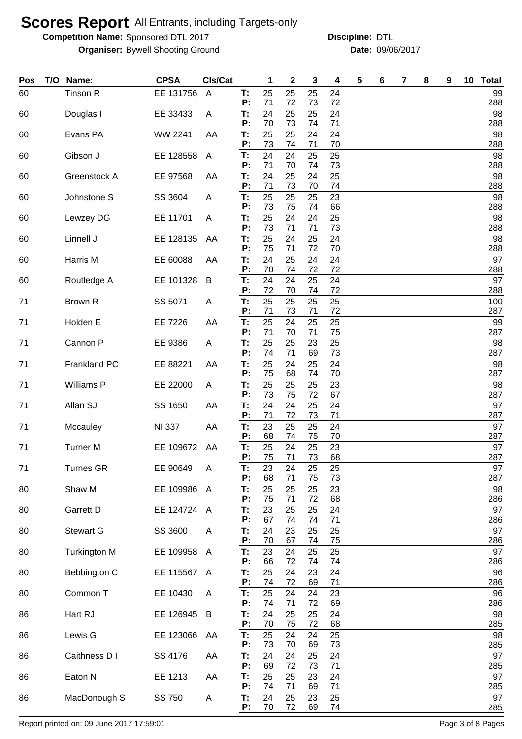# Scores Report All Entrants, including Targets-only

**Competition Name:** Sponsored DTL 2017 **Discipline:** DTL

**Organiser:** Bywell Shooting Ground **Date:** 09/06/2017

| Pos | T/O | Name: | CPSA | Cls/Cat | | 1 | 2 | 3 | 4 | 5 | 6 | 7 | 8 | 9 | 10 | Total |
|---|---|---|---|---|---|---|---|---|---|---|---|---|---|---|---|---|
| 60 | | Tinson R | EE 131756 | A | T: | 25 | 25 | 25 | 24 | | | | | | | 99 |
| | | | | | P: | 71 | 72 | 73 | 72 | | | | | | | 288 |
| 60 | | Douglas I | EE 33433 | A | T: | 24 | 25 | 25 | 24 | | | | | | | 98 |
| | | | | | P: | 70 | 73 | 74 | 71 | | | | | | | 288 |
| 60 | | Evans PA | WW 2241 | AA | T: | 25 | 25 | 24 | 24 | | | | | | | 98 |
| | | | | | P: | 73 | 74 | 71 | 70 | | | | | | | 288 |
| 60 | | Gibson J | EE 128558 | A | T: | 24 | 24 | 25 | 25 | | | | | | | 98 |
| | | | | | P: | 71 | 70 | 74 | 73 | | | | | | | 288 |
| 60 | | Greenstock A | EE 97568 | AA | T: | 24 | 25 | 24 | 25 | | | | | | | 98 |
| | | | | | P: | 71 | 73 | 70 | 74 | | | | | | | 288 |
| 60 | | Johnstone S | SS 3604 | A | T: | 25 | 25 | 25 | 23 | | | | | | | 98 |
| | | | | | P: | 73 | 75 | 74 | 66 | | | | | | | 288 |
| 60 | | Lewzey DG | EE 11701 | A | T: | 25 | 24 | 24 | 25 | | | | | | | 98 |
| | | | | | P: | 73 | 71 | 71 | 73 | | | | | | | 288 |
| 60 | | Linnell J | EE 128135 | AA | T: | 25 | 24 | 25 | 24 | | | | | | | 98 |
| | | | | | P: | 75 | 71 | 72 | 70 | | | | | | | 288 |
| 60 | | Harris M | EE 60088 | AA | T: | 24 | 25 | 24 | 24 | | | | | | | 97 |
| | | | | | P: | 70 | 74 | 72 | 72 | | | | | | | 288 |
| 60 | | Routledge A | EE 101328 | B | T: | 24 | 24 | 25 | 24 | | | | | | | 97 |
| | | | | | P: | 72 | 70 | 74 | 72 | | | | | | | 288 |
| 71 | | Brown R | SS 5071 | A | T: | 25 | 25 | 25 | 25 | | | | | | | 100 |
| | | | | | P: | 71 | 73 | 71 | 72 | | | | | | | 287 |
| 71 | | Holden E | EE 7226 | AA | T: | 25 | 24 | 25 | 25 | | | | | | | 99 |
| | | | | | P: | 71 | 70 | 71 | 75 | | | | | | | 287 |
| 71 | | Cannon P | EE 9386 | A | T: | 25 | 25 | 23 | 25 | | | | | | | 98 |
| | | | | | P: | 74 | 71 | 69 | 73 | | | | | | | 287 |
| 71 | | Frankland PC | EE 88221 | AA | T: | 25 | 24 | 25 | 24 | | | | | | | 98 |
| | | | | | P: | 75 | 68 | 74 | 70 | | | | | | | 287 |
| 71 | | Williams P | EE 22000 | A | T: | 25 | 25 | 25 | 23 | | | | | | | 98 |
| | | | | | P: | 73 | 75 | 72 | 67 | | | | | | | 287 |
| 71 | | Allan SJ | SS 1650 | AA | T: | 24 | 24 | 25 | 24 | | | | | | | 97 |
| | | | | | P: | 71 | 72 | 73 | 71 | | | | | | | 287 |
| 71 | | Mccauley | NI 337 | AA | T: | 23 | 25 | 25 | 24 | | | | | | | 97 |
| | | | | | P: | 68 | 74 | 75 | 70 | | | | | | | 287 |
| 71 | | Turner M | EE 109672 | AA | T: | 25 | 24 | 25 | 23 | | | | | | | 97 |
| | | | | | P: | 75 | 71 | 73 | 68 | | | | | | | 287 |
| 71 | | Turnes GR | EE 90649 | A | T: | 23 | 24 | 25 | 25 | | | | | | | 97 |
| | | | | | P: | 68 | 71 | 75 | 73 | | | | | | | 287 |
| 80 | | Shaw M | EE 109986 | A | T: | 25 | 25 | 25 | 23 | | | | | | | 98 |
| | | | | | P: | 75 | 71 | 72 | 68 | | | | | | | 286 |
| 80 | | Garrett D | EE 124724 | A | T: | 23 | 25 | 25 | 24 | | | | | | | 97 |
| | | | | | P: | 67 | 74 | 74 | 71 | | | | | | | 286 |
| 80 | | Stewart G | SS 3600 | A | T: | 24 | 23 | 25 | 25 | | | | | | | 97 |
| | | | | | P: | 70 | 67 | 74 | 75 | | | | | | | 286 |
| 80 | | Turkington M | EE 109958 | A | T: | 23 | 24 | 25 | 25 | | | | | | | 97 |
| | | | | | P: | 66 | 72 | 74 | 74 | | | | | | | 286 |
| 80 | | Bebbington C | EE 115567 | A | T: | 25 | 24 | 23 | 24 | | | | | | | 96 |
| | | | | | P: | 74 | 72 | 69 | 71 | | | | | | | 286 |
| 80 | | Common T | EE 10430 | A | T: | 25 | 24 | 24 | 23 | | | | | | | 96 |
| | | | | | P: | 74 | 71 | 72 | 69 | | | | | | | 286 |
| 86 | | Hart RJ | EE 126945 | B | T: | 24 | 25 | 25 | 24 | | | | | | | 98 |
| | | | | | P: | 70 | 75 | 72 | 68 | | | | | | | 285 |
| 86 | | Lewis G | EE 123066 | AA | T: | 25 | 24 | 24 | 25 | | | | | | | 98 |
| | | | | | P: | 73 | 70 | 69 | 73 | | | | | | | 285 |
| 86 | | Caithness D I | SS 4176 | AA | T: | 24 | 24 | 25 | 24 | | | | | | | 97 |
| | | | | | P: | 69 | 72 | 73 | 71 | | | | | | | 285 |
| 86 | | Eaton N | EE 1213 | AA | T: | 25 | 25 | 23 | 24 | | | | | | | 97 |
| | | | | | P: | 74 | 71 | 69 | 71 | | | | | | | 285 |
| 86 | | MacDonough S | SS 750 | A | T: | 24 | 25 | 23 | 25 | | | | | | | 97 |
| | | | | | P: | 70 | 72 | 69 | 74 | | | | | | | 285 |

Report printed on: 09 June 2017 17:59:01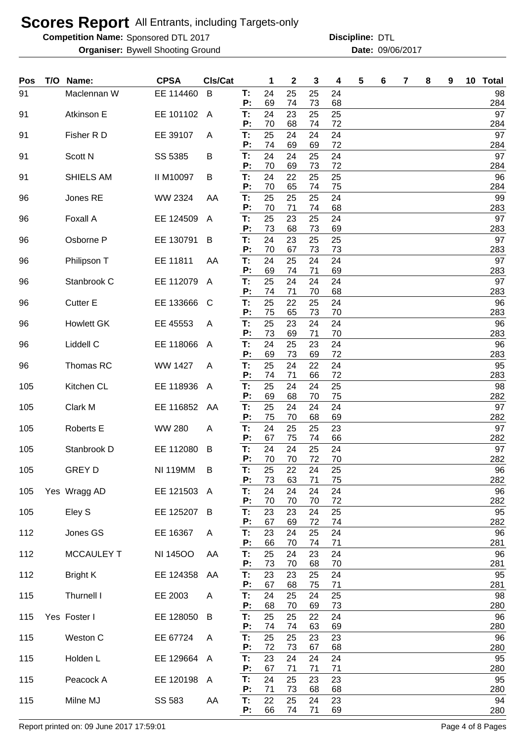# Scores Report All Entrants, including Targets-only

**Competition Name:** Sponsored DTL 2017 **Discipline:** DTL

**Organiser:** Bywell Shooting Ground **Date:** 09/06/2017

| Pos | T/O | Name: | CPSA | Cls/Cat | | 1 | 2 | 3 | 4 | 5 | 6 | 7 | 8 | 9 | 10 | Total |
|---|---|---|---|---|---|---|---|---|---|---|---|---|---|---|---|---|
| 91 | | Maclennan W | EE 114460 | B | T: | 24 | 25 | 25 | 24 | | | | | | | 98 |
| | | | | | P: | 69 | 74 | 73 | 68 | | | | | | | 284 |
| 91 | | Atkinson E | EE 101102 | A | T: | 24 | 23 | 25 | 25 | | | | | | | 97 |
| | | | | | P: | 70 | 68 | 74 | 72 | | | | | | | 284 |
| 91 | | Fisher R D | EE 39107 | A | T: | 25 | 24 | 24 | 24 | | | | | | | 97 |
| | | | | | P: | 74 | 69 | 69 | 72 | | | | | | | 284 |
| 91 | | Scott N | SS 5385 | B | T: | 24 | 24 | 25 | 24 | | | | | | | 97 |
| | | | | | P: | 70 | 69 | 73 | 72 | | | | | | | 284 |
| 91 | | SHIELS AM | II M10097 | B | T: | 24 | 22 | 25 | 25 | | | | | | | 96 |
| | | | | | P: | 70 | 65 | 74 | 75 | | | | | | | 284 |
| 96 | | Jones RE | WW 2324 | AA | T: | 25 | 25 | 25 | 24 | | | | | | | 99 |
| | | | | | P: | 70 | 71 | 74 | 68 | | | | | | | 283 |
| 96 | | Foxall A | EE 124509 | A | T: | 25 | 23 | 25 | 24 | | | | | | | 97 |
| | | | | | P: | 73 | 68 | 73 | 69 | | | | | | | 283 |
| 96 | | Osborne P | EE 130791 | B | T: | 24 | 23 | 25 | 25 | | | | | | | 97 |
| | | | | | P: | 70 | 67 | 73 | 73 | | | | | | | 283 |
| 96 | | Philipson T | EE 11811 | AA | T: | 24 | 25 | 24 | 24 | | | | | | | 97 |
| | | | | | P: | 69 | 74 | 71 | 69 | | | | | | | 283 |
| 96 | | Stanbrook C | EE 112079 | A | T: | 25 | 24 | 24 | 24 | | | | | | | 97 |
| | | | | | P: | 74 | 71 | 70 | 68 | | | | | | | 283 |
| 96 | | Cutter E | EE 133666 | C | T: | 25 | 22 | 25 | 24 | | | | | | | 96 |
| | | | | | P: | 75 | 65 | 73 | 70 | | | | | | | 283 |
| 96 | | Howlett GK | EE 45553 | A | T: | 25 | 23 | 24 | 24 | | | | | | | 96 |
| | | | | | P: | 73 | 69 | 71 | 70 | | | | | | | 283 |
| 96 | | Liddell C | EE 118066 | A | T: | 24 | 25 | 23 | 24 | | | | | | | 96 |
| | | | | | P: | 69 | 73 | 69 | 72 | | | | | | | 283 |
| 96 | | Thomas RC | WW 1427 | A | T: | 25 | 24 | 22 | 24 | | | | | | | 95 |
| | | | | | P: | 74 | 71 | 66 | 72 | | | | | | | 283 |
| 105 | | Kitchen CL | EE 118936 | A | T: | 25 | 24 | 24 | 25 | | | | | | | 98 |
| | | | | | P: | 69 | 68 | 70 | 75 | | | | | | | 282 |
| 105 | | Clark M | EE 116852 | AA | T: | 25 | 24 | 24 | 24 | | | | | | | 97 |
| | | | | | P: | 75 | 70 | 68 | 69 | | | | | | | 282 |
| 105 | | Roberts E | WW 280 | A | T: | 24 | 25 | 25 | 23 | | | | | | | 97 |
| | | | | | P: | 67 | 75 | 74 | 66 | | | | | | | 282 |
| 105 | | Stanbrook D | EE 112080 | B | T: | 24 | 24 | 25 | 24 | | | | | | | 97 |
| | | | | | P: | 70 | 70 | 72 | 70 | | | | | | | 282 |
| 105 | | GREY D | NI 119MM | B | T: | 25 | 22 | 24 | 25 | | | | | | | 96 |
| | | | | | P: | 73 | 63 | 71 | 75 | | | | | | | 282 |
| 105 | Yes | Wragg AD | EE 121503 | A | T: | 24 | 24 | 24 | 24 | | | | | | | 96 |
| | | | | | P: | 70 | 70 | 70 | 72 | | | | | | | 282 |
| 105 | | Eley S | EE 125207 | B | T: | 23 | 23 | 24 | 25 | | | | | | | 95 |
| | | | | | P: | 67 | 69 | 72 | 74 | | | | | | | 282 |
| 112 | | Jones GS | EE 16367 | A | T: | 23 | 24 | 25 | 24 | | | | | | | 96 |
| | | | | | P: | 66 | 70 | 74 | 71 | | | | | | | 281 |
| 112 | | MCCAULEY T | NI 145OO | AA | T: | 25 | 24 | 23 | 24 | | | | | | | 96 |
| | | | | | P: | 73 | 70 | 68 | 70 | | | | | | | 281 |
| 112 | | Bright K | EE 124358 | AA | T: | 23 | 23 | 25 | 24 | | | | | | | 95 |
| | | | | | P: | 67 | 68 | 75 | 71 | | | | | | | 281 |
| 115 | | Thurnell I | EE 2003 | A | T: | 24 | 25 | 24 | 25 | | | | | | | 98 |
| | | | | | P: | 68 | 70 | 69 | 73 | | | | | | | 280 |
| 115 | Yes | Foster I | EE 128050 | B | T: | 25 | 25 | 22 | 24 | | | | | | | 96 |
| | | | | | P: | 74 | 74 | 63 | 69 | | | | | | | 280 |
| 115 | | Weston C | EE 67724 | A | T: | 25 | 25 | 23 | 23 | | | | | | | 96 |
| | | | | | P: | 72 | 73 | 67 | 68 | | | | | | | 280 |
| 115 | | Holden L | EE 129664 | A | T: | 23 | 24 | 24 | 24 | | | | | | | 95 |
| | | | | | P: | 67 | 71 | 71 | 71 | | | | | | | 280 |
| 115 | | Peacock A | EE 120198 | A | T: | 24 | 25 | 23 | 23 | | | | | | | 95 |
| | | | | | P: | 71 | 73 | 68 | 68 | | | | | | | 280 |
| 115 | | Milne MJ | SS 583 | AA | T: | 22 | 25 | 24 | 23 | | | | | | | 94 |
| | | | | | P: | 66 | 74 | 71 | 69 | | | | | | | 280 |

Report printed on: 09 June 2017 17:59:01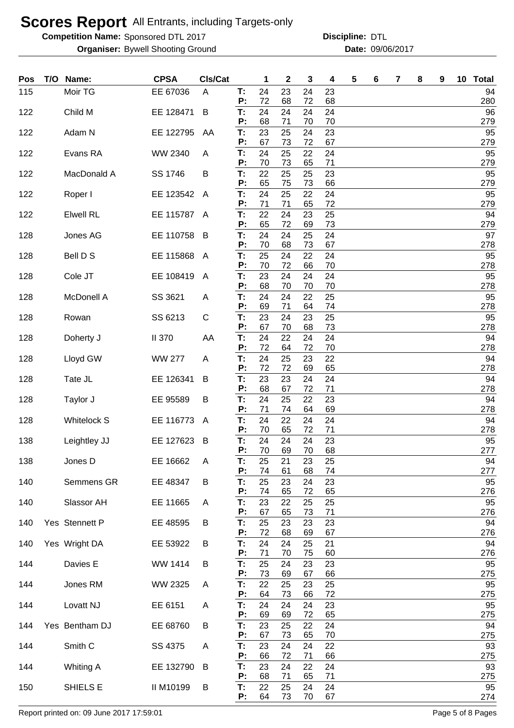# Scores Report All Entrants, including Targets-only

**Competition Name:** Sponsored DTL 2017 **Discipline:** DTL

**Organiser:** Bywell Shooting Ground **Date:** 09/06/2017

| Pos | T/O | Name: | CPSA | Cls/Cat | | 1 | 2 | 3 | 4 | 5 | 6 | 7 | 8 | 9 | 10 | Total |
|---|---|---|---|---|---|---|---|---|---|---|---|---|---|---|---|---|
| 115 | | Moir TG | EE 67036 | A | T: | 24 | 23 | 24 | 23 | | | | | | | 94 |
| | | | | | P: | 72 | 68 | 72 | 68 | | | | | | | 280 |
| 122 | | Child M | EE 128471 | B | T: | 24 | 24 | 24 | 24 | | | | | | | 96 |
| | | | | | P: | 68 | 71 | 70 | 70 | | | | | | | 279 |
| 122 | | Adam N | EE 122795 | AA | T: | 23 | 25 | 24 | 23 | | | | | | | 95 |
| | | | | | P: | 67 | 73 | 72 | 67 | | | | | | | 279 |
| 122 | | Evans RA | WW 2340 | A | T: | 24 | 25 | 22 | 24 | | | | | | | 95 |
| | | | | | P: | 70 | 73 | 65 | 71 | | | | | | | 279 |
| 122 | | MacDonald A | SS 1746 | B | T: | 22 | 25 | 25 | 23 | | | | | | | 95 |
| | | | | | P: | 65 | 75 | 73 | 66 | | | | | | | 279 |
| 122 | | Roper I | EE 123542 | A | T: | 24 | 25 | 22 | 24 | | | | | | | 95 |
| | | | | | P: | 71 | 71 | 65 | 72 | | | | | | | 279 |
| 122 | | Elwell RL | EE 115787 | A | T: | 22 | 24 | 23 | 25 | | | | | | | 94 |
| | | | | | P: | 65 | 72 | 69 | 73 | | | | | | | 279 |
| 128 | | Jones AG | EE 110758 | B | T: | 24 | 24 | 25 | 24 | | | | | | | 97 |
| | | | | | P: | 70 | 68 | 73 | 67 | | | | | | | 278 |
| 128 | | Bell D S | EE 115868 | A | T: | 25 | 24 | 22 | 24 | | | | | | | 95 |
| | | | | | P: | 70 | 72 | 66 | 70 | | | | | | | 278 |
| 128 | | Cole JT | EE 108419 | A | T: | 23 | 24 | 24 | 24 | | | | | | | 95 |
| | | | | | P: | 68 | 70 | 70 | 70 | | | | | | | 278 |
| 128 | | McDonell A | SS 3621 | A | T: | 24 | 24 | 22 | 25 | | | | | | | 95 |
| | | | | | P: | 69 | 71 | 64 | 74 | | | | | | | 278 |
| 128 | | Rowan | SS 6213 | C | T: | 23 | 24 | 23 | 25 | | | | | | | 95 |
| | | | | | P: | 67 | 70 | 68 | 73 | | | | | | | 278 |
| 128 | | Doherty J | II 370 | AA | T: | 24 | 22 | 24 | 24 | | | | | | | 94 |
| | | | | | P: | 72 | 64 | 72 | 70 | | | | | | | 278 |
| 128 | | Lloyd GW | WW 277 | A | T: | 24 | 25 | 23 | 22 | | | | | | | 94 |
| | | | | | P: | 72 | 72 | 69 | 65 | | | | | | | 278 |
| 128 | | Tate JL | EE 126341 | B | T: | 23 | 23 | 24 | 24 | | | | | | | 94 |
| | | | | | P: | 68 | 67 | 72 | 71 | | | | | | | 278 |
| 128 | | Taylor J | EE 95589 | B | T: | 24 | 25 | 22 | 23 | | | | | | | 94 |
| | | | | | P: | 71 | 74 | 64 | 69 | | | | | | | 278 |
| 128 | | Whitelock S | EE 116773 | A | T: | 24 | 22 | 24 | 24 | | | | | | | 94 |
| | | | | | P: | 70 | 65 | 72 | 71 | | | | | | | 278 |
| 138 | | Leightley JJ | EE 127623 | B | T: | 24 | 24 | 24 | 23 | | | | | | | 95 |
| | | | | | P: | 70 | 69 | 70 | 68 | | | | | | | 277 |
| 138 | | Jones D | EE 16662 | A | T: | 25 | 21 | 23 | 25 | | | | | | | 94 |
| | | | | | P: | 74 | 61 | 68 | 74 | | | | | | | 277 |
| 140 | | Semmens GR | EE 48347 | B | T: | 25 | 23 | 24 | 23 | | | | | | | 95 |
| | | | | | P: | 74 | 65 | 72 | 65 | | | | | | | 276 |
| 140 | | Slassor AH | EE 11665 | A | T: | 23 | 22 | 25 | 25 | | | | | | | 95 |
| | | | | | P: | 67 | 65 | 73 | 71 | | | | | | | 276 |
| 140 | Yes | Stennett P | EE 48595 | B | T: | 25 | 23 | 23 | 23 | | | | | | | 94 |
| | | | | | P: | 72 | 68 | 69 | 67 | | | | | | | 276 |
| 140 | Yes | Wright DA | EE 53922 | B | T: | 24 | 24 | 25 | 21 | | | | | | | 94 |
| | | | | | P: | 71 | 70 | 75 | 60 | | | | | | | 276 |
| 144 | | Davies E | WW 1414 | B | T: | 25 | 24 | 23 | 23 | | | | | | | 95 |
| | | | | | P: | 73 | 69 | 67 | 66 | | | | | | | 275 |
| 144 | | Jones RM | WW 2325 | A | T: | 22 | 25 | 23 | 25 | | | | | | | 95 |
| | | | | | P: | 64 | 73 | 66 | 72 | | | | | | | 275 |
| 144 | | Lovatt NJ | EE 6151 | A | T: | 24 | 24 | 24 | 23 | | | | | | | 95 |
| | | | | | P: | 69 | 69 | 72 | 65 | | | | | | | 275 |
| 144 | Yes | Bentham DJ | EE 68760 | B | T: | 23 | 25 | 22 | 24 | | | | | | | 94 |
| | | | | | P: | 67 | 73 | 65 | 70 | | | | | | | 275 |
| 144 | | Smith C | SS 4375 | A | T: | 23 | 24 | 24 | 22 | | | | | | | 93 |
| | | | | | P: | 66 | 72 | 71 | 66 | | | | | | | 275 |
| 144 | | Whiting A | EE 132790 | B | T: | 23 | 24 | 22 | 24 | | | | | | | 93 |
| | | | | | P: | 68 | 71 | 65 | 71 | | | | | | | 275 |
| 150 | | SHIELS E | II M10199 | B | T: | 22 | 25 | 24 | 24 | | | | | | | 95 |
| | | | | | P: | 64 | 73 | 70 | 67 | | | | | | | 274 |

Report printed on: 09 June 2017 17:59:01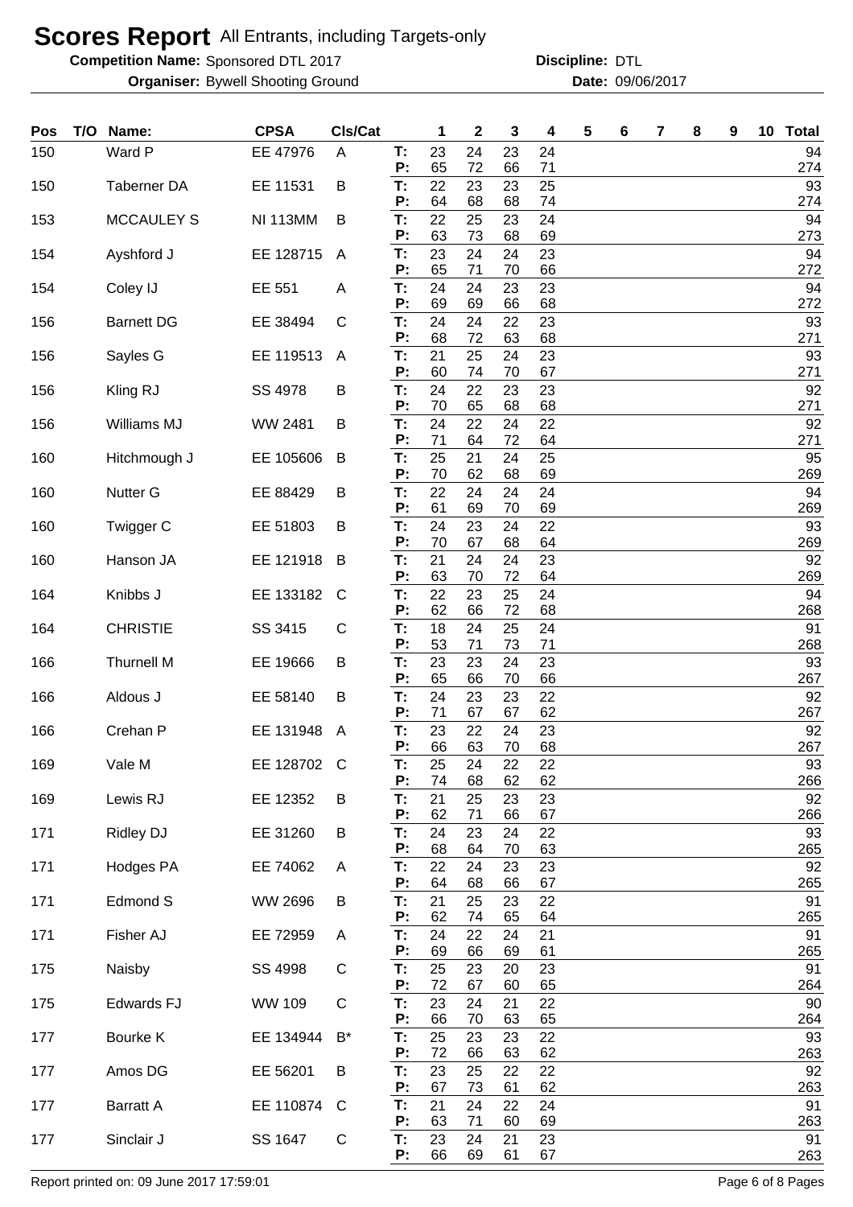# Scores Report All Entrants, including Targets-only

**Competition Name:** Sponsored DTL 2017 **Discipline:** DTL

**Organiser:** Bywell Shooting Ground **Date:** 09/06/2017

| Pos | T/O | Name: | CPSA | Cls/Cat | | 1 | 2 | 3 | 4 | 5 | 6 | 7 | 8 | 9 | 10 | Total |
|---|---|---|---|---|---|---|---|---|---|---|---|---|---|---|---|---|
| 150 | | Ward P | EE 47976 | A | T: | 23 | 24 | 23 | 24 | | | | | | | 94 |
| | | | | | P: | 65 | 72 | 66 | 71 | | | | | | | 274 |
| 150 | | Taberner DA | EE 11531 | B | T: | 22 | 23 | 23 | 25 | | | | | | | 93 |
| | | | | | P: | 64 | 68 | 68 | 74 | | | | | | | 274 |
| 153 | | MCCAULEY S | NI 113MM | B | T: | 22 | 25 | 23 | 24 | | | | | | | 94 |
| | | | | | P: | 63 | 73 | 68 | 69 | | | | | | | 273 |
| 154 | | Ayshford J | EE 128715 | A | T: | 23 | 24 | 24 | 23 | | | | | | | 94 |
| | | | | | P: | 65 | 71 | 70 | 66 | | | | | | | 272 |
| 154 | | Coley IJ | EE 551 | A | T: | 24 | 24 | 23 | 23 | | | | | | | 94 |
| | | | | | P: | 69 | 69 | 66 | 68 | | | | | | | 272 |
| 156 | | Barnett DG | EE 38494 | C | T: | 24 | 24 | 22 | 23 | | | | | | | 93 |
| | | | | | P: | 68 | 72 | 63 | 68 | | | | | | | 271 |
| 156 | | Sayles G | EE 119513 | A | T: | 21 | 25 | 24 | 23 | | | | | | | 93 |
| | | | | | P: | 60 | 74 | 70 | 67 | | | | | | | 271 |
| 156 | | Kling RJ | SS 4978 | B | T: | 24 | 22 | 23 | 23 | | | | | | | 92 |
| | | | | | P: | 70 | 65 | 68 | 68 | | | | | | | 271 |
| 156 | | Williams MJ | WW 2481 | B | T: | 24 | 22 | 24 | 22 | | | | | | | 92 |
| | | | | | P: | 71 | 64 | 72 | 64 | | | | | | | 271 |
| 160 | | Hitchmough J | EE 105606 | B | T: | 25 | 21 | 24 | 25 | | | | | | | 95 |
| | | | | | P: | 70 | 62 | 68 | 69 | | | | | | | 269 |
| 160 | | Nutter G | EE 88429 | B | T: | 22 | 24 | 24 | 24 | | | | | | | 94 |
| | | | | | P: | 61 | 69 | 70 | 69 | | | | | | | 269 |
| 160 | | Twigger C | EE 51803 | B | T: | 24 | 23 | 24 | 22 | | | | | | | 93 |
| | | | | | P: | 70 | 67 | 68 | 64 | | | | | | | 269 |
| 160 | | Hanson JA | EE 121918 | B | T: | 21 | 24 | 24 | 23 | | | | | | | 92 |
| | | | | | P: | 63 | 70 | 72 | 64 | | | | | | | 269 |
| 164 | | Knibbs J | EE 133182 | C | T: | 22 | 23 | 25 | 24 | | | | | | | 94 |
| | | | | | P: | 62 | 66 | 72 | 68 | | | | | | | 268 |
| 164 | | CHRISTIE | SS 3415 | C | T: | 18 | 24 | 25 | 24 | | | | | | | 91 |
| | | | | | P: | 53 | 71 | 73 | 71 | | | | | | | 268 |
| 166 | | Thurnell M | EE 19666 | B | T: | 23 | 23 | 24 | 23 | | | | | | | 93 |
| | | | | | P: | 65 | 66 | 70 | 66 | | | | | | | 267 |
| 166 | | Aldous J | EE 58140 | B | T: | 24 | 23 | 23 | 22 | | | | | | | 92 |
| | | | | | P: | 71 | 67 | 67 | 62 | | | | | | | 267 |
| 166 | | Crehan P | EE 131948 | A | T: | 23 | 22 | 24 | 23 | | | | | | | 92 |
| | | | | | P: | 66 | 63 | 70 | 68 | | | | | | | 267 |
| 169 | | Vale M | EE 128702 | C | T: | 25 | 24 | 22 | 22 | | | | | | | 93 |
| | | | | | P: | 74 | 68 | 62 | 62 | | | | | | | 266 |
| 169 | | Lewis RJ | EE 12352 | B | T: | 21 | 25 | 23 | 23 | | | | | | | 92 |
| | | | | | P: | 62 | 71 | 66 | 67 | | | | | | | 266 |
| 171 | | Ridley DJ | EE 31260 | B | T: | 24 | 23 | 24 | 22 | | | | | | | 93 |
| | | | | | P: | 68 | 64 | 70 | 63 | | | | | | | 265 |
| 171 | | Hodges PA | EE 74062 | A | T: | 22 | 24 | 23 | 23 | | | | | | | 92 |
| | | | | | P: | 64 | 68 | 66 | 67 | | | | | | | 265 |
| 171 | | Edmond S | WW 2696 | B | T: | 21 | 25 | 23 | 22 | | | | | | | 91 |
| | | | | | P: | 62 | 74 | 65 | 64 | | | | | | | 265 |
| 171 | | Fisher AJ | EE 72959 | A | T: | 24 | 22 | 24 | 21 | | | | | | | 91 |
| | | | | | P: | 69 | 66 | 69 | 61 | | | | | | | 265 |
| 175 | | Naisby | SS 4998 | C | T: | 25 | 23 | 20 | 23 | | | | | | | 91 |
| | | | | | P: | 72 | 67 | 60 | 65 | | | | | | | 264 |
| 175 | | Edwards FJ | WW 109 | C | T: | 23 | 24 | 21 | 22 | | | | | | | 90 |
| | | | | | P: | 66 | 70 | 63 | 65 | | | | | | | 264 |
| 177 | | Bourke K | EE 134944 | B* | T: | 25 | 23 | 23 | 22 | | | | | | | 93 |
| | | | | | P: | 72 | 66 | 63 | 62 | | | | | | | 263 |
| 177 | | Amos DG | EE 56201 | B | T: | 23 | 25 | 22 | 22 | | | | | | | 92 |
| | | | | | P: | 67 | 73 | 61 | 62 | | | | | | | 263 |
| 177 | | Barratt A | EE 110874 | C | T: | 21 | 24 | 22 | 24 | | | | | | | 91 |
| | | | | | P: | 63 | 71 | 60 | 69 | | | | | | | 263 |
| 177 | | Sinclair J | SS 1647 | C | T: | 23 | 24 | 21 | 23 | | | | | | | 91 |
| | | | | | P: | 66 | 69 | 61 | 67 | | | | | | | 263 |

Report printed on: 09 June 2017 17:59:01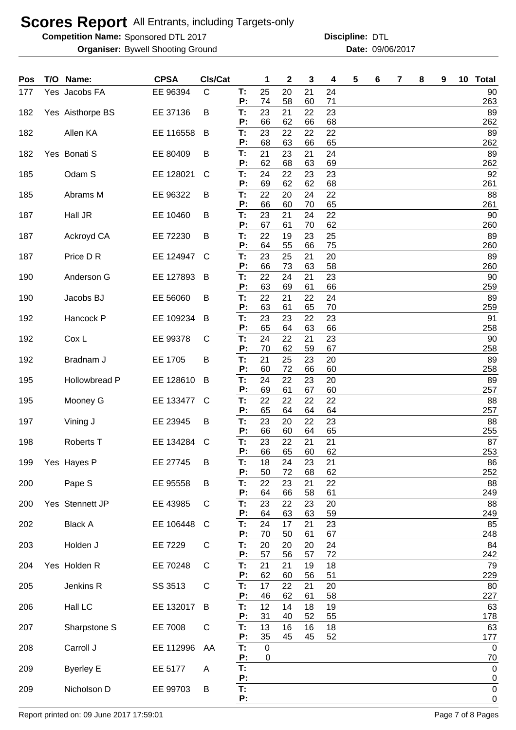# Scores Report All Entrants, including Targets-only

**Competition Name:** Sponsored DTL 2017 **Discipline:** DTL

**Organiser:** Bywell Shooting Ground **Date:** 09/06/2017

| Pos | T/O | Name: | CPSA | Cls/Cat | | 1 | 2 | 3 | 4 | 5 | 6 | 7 | 8 | 9 | 10 | Total |
|---|---|---|---|---|---|---|---|---|---|---|---|---|---|---|---|---|
| 177 | Yes | Jacobs FA | EE 96394 | C | T: | 25 | 20 | 21 | 24 | | | | | | | 90 |
| | | | | | P: | 74 | 58 | 60 | 71 | | | | | | | 263 |
| 182 | Yes | Aisthorpe BS | EE 37136 | B | T: | 23 | 21 | 22 | 23 | | | | | | | 89 |
| | | | | | P: | 66 | 62 | 66 | 68 | | | | | | | 262 |
| 182 | | Allen KA | EE 116558 | B | T: | 23 | 22 | 22 | 22 | | | | | | | 89 |
| | | | | | P: | 68 | 63 | 66 | 65 | | | | | | | 262 |
| 182 | Yes | Bonati S | EE 80409 | B | T: | 21 | 23 | 21 | 24 | | | | | | | 89 |
| | | | | | P: | 62 | 68 | 63 | 69 | | | | | | | 262 |
| 185 | | Odam S | EE 128021 | C | T: | 24 | 22 | 23 | 23 | | | | | | | 92 |
| | | | | | P: | 69 | 62 | 62 | 68 | | | | | | | 261 |
| 185 | | Abrams M | EE 96322 | B | T: | 22 | 20 | 24 | 22 | | | | | | | 88 |
| | | | | | P: | 66 | 60 | 70 | 65 | | | | | | | 261 |
| 187 | | Hall JR | EE 10460 | B | T: | 23 | 21 | 24 | 22 | | | | | | | 90 |
| | | | | | P: | 67 | 61 | 70 | 62 | | | | | | | 260 |
| 187 | | Ackroyd CA | EE 72230 | B | T: | 22 | 19 | 23 | 25 | | | | | | | 89 |
| | | | | | P: | 64 | 55 | 66 | 75 | | | | | | | 260 |
| 187 | | Price D R | EE 124947 | C | T: | 23 | 25 | 21 | 20 | | | | | | | 89 |
| | | | | | P: | 66 | 73 | 63 | 58 | | | | | | | 260 |
| 190 | | Anderson G | EE 127893 | B | T: | 22 | 24 | 21 | 23 | | | | | | | 90 |
| | | | | | P: | 63 | 69 | 61 | 66 | | | | | | | 259 |
| 190 | | Jacobs BJ | EE 56060 | B | T: | 22 | 21 | 22 | 24 | | | | | | | 89 |
| | | | | | P: | 63 | 61 | 65 | 70 | | | | | | | 259 |
| 192 | | Hancock P | EE 109234 | B | T: | 23 | 23 | 22 | 23 | | | | | | | 91 |
| | | | | | P: | 65 | 64 | 63 | 66 | | | | | | | 258 |
| 192 | | Cox L | EE 99378 | C | T: | 24 | 22 | 21 | 23 | | | | | | | 90 |
| | | | | | P: | 70 | 62 | 59 | 67 | | | | | | | 258 |
| 192 | | Bradnam J | EE 1705 | B | T: | 21 | 25 | 23 | 20 | | | | | | | 89 |
| | | | | | P: | 60 | 72 | 66 | 60 | | | | | | | 258 |
| 195 | | Hollowbread P | EE 128610 | B | T: | 24 | 22 | 23 | 20 | | | | | | | 89 |
| | | | | | P: | 69 | 61 | 67 | 60 | | | | | | | 257 |
| 195 | | Mooney G | EE 133477 | C | T: | 22 | 22 | 22 | 22 | | | | | | | 88 |
| | | | | | P: | 65 | 64 | 64 | 64 | | | | | | | 257 |
| 197 | | Vining J | EE 23945 | B | T: | 23 | 20 | 22 | 23 | | | | | | | 88 |
| | | | | | P: | 66 | 60 | 64 | 65 | | | | | | | 255 |
| 198 | | Roberts T | EE 134284 | C | T: | 23 | 22 | 21 | 21 | | | | | | | 87 |
| | | | | | P: | 66 | 65 | 60 | 62 | | | | | | | 253 |
| 199 | Yes | Hayes P | EE 27745 | B | T: | 18 | 24 | 23 | 21 | | | | | | | 86 |
| | | | | | P: | 50 | 72 | 68 | 62 | | | | | | | 252 |
| 200 | | Pape S | EE 95558 | B | T: | 22 | 23 | 21 | 22 | | | | | | | 88 |
| | | | | | P: | 64 | 66 | 58 | 61 | | | | | | | 249 |
| 200 | Yes | Stennett JP | EE 43985 | C | T: | 23 | 22 | 23 | 20 | | | | | | | 88 |
| | | | | | P: | 64 | 63 | 63 | 59 | | | | | | | 249 |
| 202 | | Black A | EE 106448 | C | T: | 24 | 17 | 21 | 23 | | | | | | | 85 |
| | | | | | P: | 70 | 50 | 61 | 67 | | | | | | | 248 |
| 203 | | Holden J | EE 7229 | C | T: | 20 | 20 | 20 | 24 | | | | | | | 84 |
| | | | | | P: | 57 | 56 | 57 | 72 | | | | | | | 242 |
| 204 | Yes | Holden R | EE 70248 | C | T: | 21 | 21 | 19 | 18 | | | | | | | 79 |
| | | | | | P: | 62 | 60 | 56 | 51 | | | | | | | 229 |
| 205 | | Jenkins R | SS 3513 | C | T: | 17 | 22 | 21 | 20 | | | | | | | 80 |
| | | | | | P: | 46 | 62 | 61 | 58 | | | | | | | 227 |
| 206 | | Hall LC | EE 132017 | B | T: | 12 | 14 | 18 | 19 | | | | | | | 63 |
| | | | | | P: | 31 | 40 | 52 | 55 | | | | | | | 178 |
| 207 | | Sharpstone S | EE 7008 | C | T: | 13 | 16 | 16 | 18 | | | | | | | 63 |
| | | | | | P: | 35 | 45 | 45 | 52 | | | | | | | 177 |
| 208 | | Carroll J | EE 112996 | AA | T: | 0 | | | | | | | | | | 0 |
| | | | | | P: | 0 | | | | | | | | | | 70 |
| 209 | | Byerley E | EE 5177 | A | T: | | | | | | | | | | | 0 |
| | | | | | P: | | | | | | | | | | | 0 |
| 209 | | Nicholson D | EE 99703 | B | T: | | | | | | | | | | | 0 |
| | | | | | P: | | | | | | | | | | | 0 |

Report printed on: 09 June 2017 17:59:01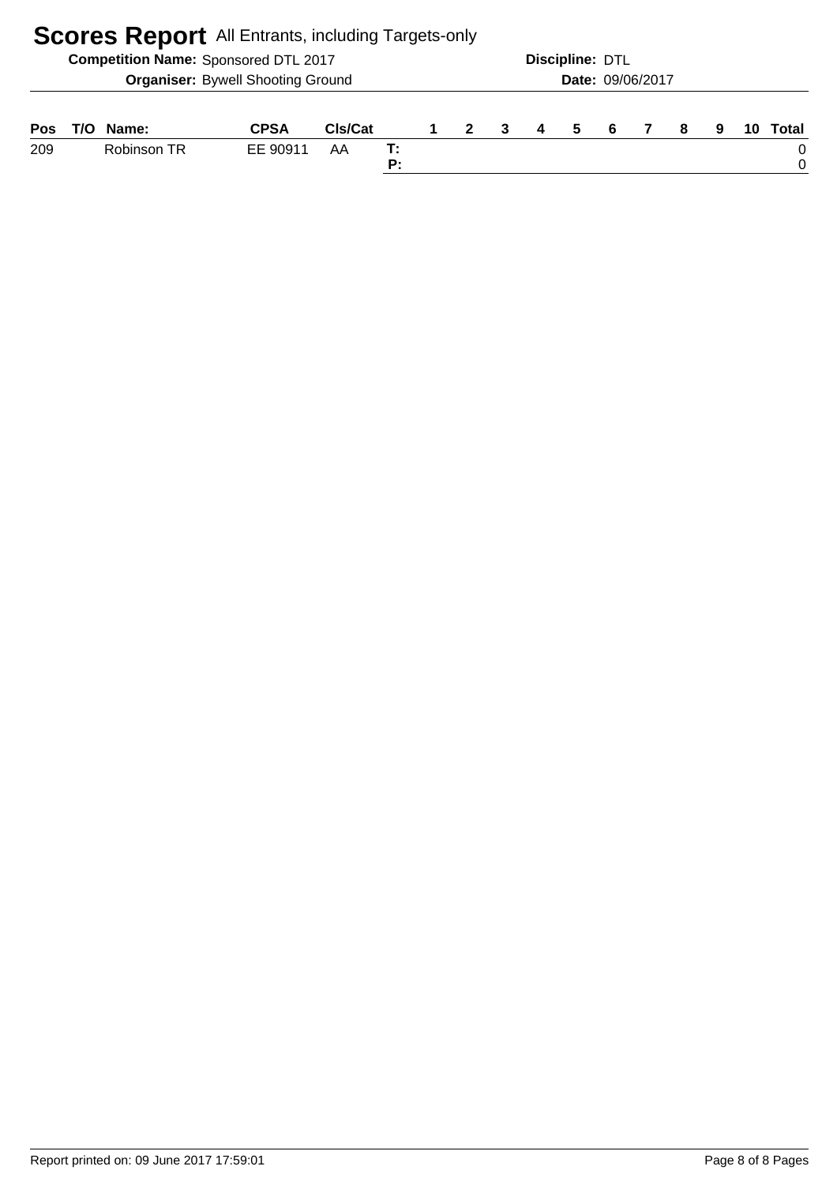# Scores Report All Entrants, including Targets-only

**Competition Name:** Sponsored DTL 2017 **Discipline:** DTL

**Organiser:** Bywell Shooting Ground **Date:** 09/06/2017

| Pos | T/O | Name: | CPSA | Cls/Cat | | 1 | 2 | 3 | 4 | 5 | 6 | 7 | 8 | 9 | 10 | Total |
|---|---|---|---|---|---|---|---|---|---|---|---|---|---|---|---|---|
| 209 | | Robinson TR | EE 90911 | AA | T: | | | | | | | | | | | 0 |
| | | | | | P: | | | | | | | | | | | 0 |

Report printed on: 09 June 2017 17:59:01